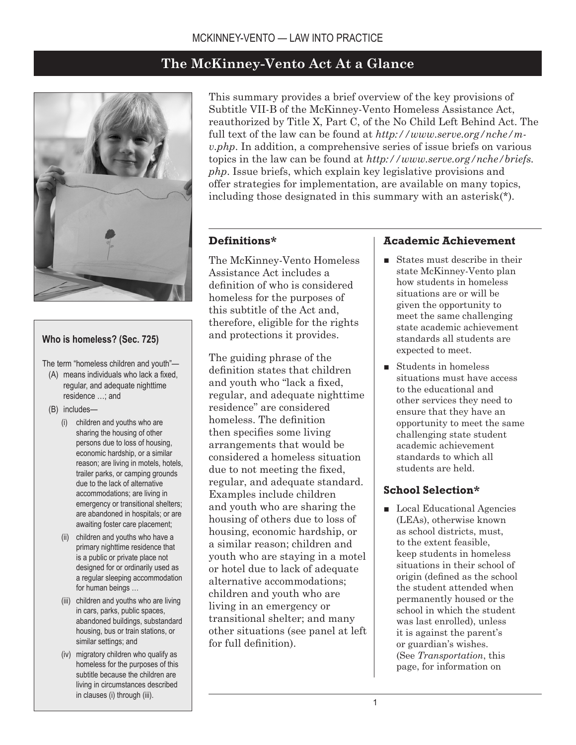## The McKinney-Vento Act At a Glance

This summary provides a brief overview of the key provisions of Subtitle VII-B of the McKinney-Vento Homeless Assistance Act, reauthorized by Title X, Part C, of the No Child Left Behind Act. The full text of the law can be found at *http://www.serve.org/nche/m-v.php*. In addition, a comprehensive series of issue briefs on various topics in the law can be found at *http://www.serve.org/nche/briefs.php*. Issue briefs, which explain key legislative provisions and offer strategies for implementation, are available on many topics, including those designated in this summary with an asterisk(*).

**Who is homeless? (Sec. 725)**

The term "homeless children and youth"—

- (A) means individuals who lack a fixed, regular, and adequate nighttime residence …; and
- (B) includes—
  - (i) children and youths who are sharing the housing of other persons due to loss of housing, economic hardship, or a similar reason; are living in motels, hotels, trailer parks, or camping grounds due to the lack of alternative accommodations; are living in emergency or transitional shelters; are abandoned in hospitals; or are awaiting foster care placement;
  - (ii) children and youths who have a primary nighttime residence that is a public or private place not designed for or ordinarily used as a regular sleeping accommodation for human beings …
  - (iii) children and youths who are living in cars, parks, public spaces, abandoned buildings, substandard housing, bus or train stations, or similar settings; and
  - (iv) migratory children who qualify as homeless for the purposes of this subtitle because the children are living in circumstances described in clauses (i) through (iii).

### Definitions*

The McKinney-Vento Homeless Assistance Act includes a definition of who is considered homeless for the purposes of this subtitle of the Act and, therefore, eligible for the rights and protections it provides.

The guiding phrase of the definition states that children and youth who "lack a fixed, regular, and adequate nighttime residence" are considered homeless. The definition then specifies some living arrangements that would be considered a homeless situation due to not meeting the fixed, regular, and adequate standard. Examples include children and youth who are sharing the housing of others due to loss of housing, economic hardship, or a similar reason; children and youth who are staying in a motel or hotel due to lack of adequate alternative accommodations; children and youth who are living in an emergency or transitional shelter; and many other situations (see panel at left for full definition).

### Academic Achievement

- States must describe in their state McKinney-Vento plan how students in homeless situations are or will be given the opportunity to meet the same challenging state academic achievement standards all students are expected to meet.
- Students in homeless situations must have access to the educational and other services they need to ensure that they have an opportunity to meet the same challenging state student academic achievement standards to which all students are held.

### School Selection*

- Local Educational Agencies (LEAs), otherwise known as school districts, must, to the extent feasible, keep students in homeless situations in their school of origin (defined as the school the student attended when permanently housed or the school in which the student was last enrolled), unless it is against the parent's or guardian's wishes. (See *Transportation*, this page, for information on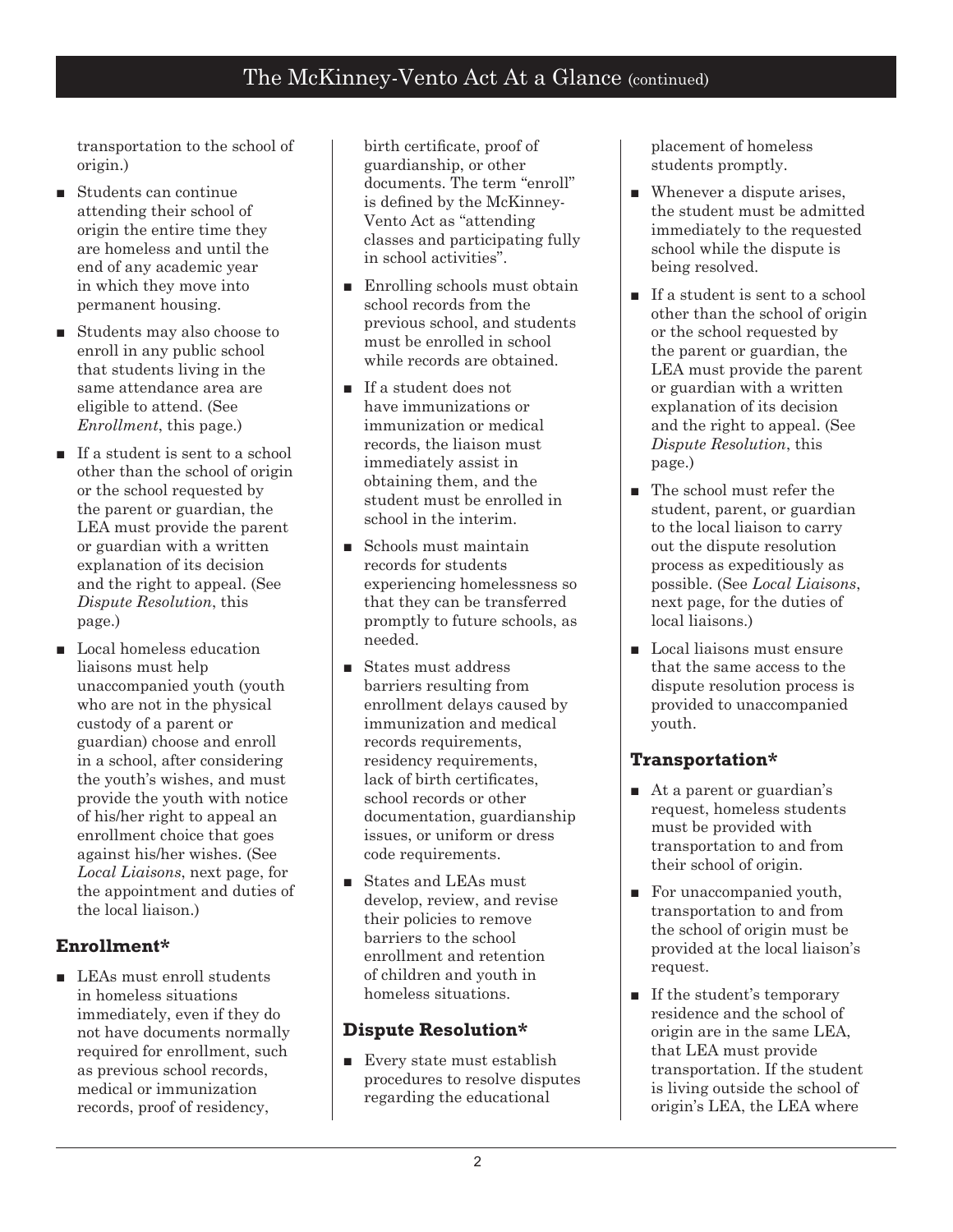transportation to the school of origin.)

- Students can continue attending their school of origin the entire time they are homeless and until the end of any academic year in which they move into permanent housing.
- Students may also choose to enroll in any public school that students living in the same attendance area are eligible to attend. (See *Enrollment*, this page.)
- If a student is sent to a school other than the school of origin or the school requested by the parent or guardian, the LEA must provide the parent or guardian with a written explanation of its decision and the right to appeal. (See *Dispute Resolution*, this page.)
- Local homeless education liaisons must help unaccompanied youth (youth who are not in the physical custody of a parent or guardian) choose and enroll in a school, after considering the youth's wishes, and must provide the youth with notice of his/her right to appeal an enrollment choice that goes against his/her wishes. (See *Local Liaisons*, next page, for the appointment and duties of the local liaison.)

### Enrollment*

- LEAs must enroll students in homeless situations immediately, even if they do not have documents normally required for enrollment, such as previous school records, medical or immunization records, proof of residency, birth certificate, proof of guardianship, or other documents. The term "enroll" is defined by the McKinney-Vento Act as "attending classes and participating fully in school activities".
- Enrolling schools must obtain school records from the previous school, and students must be enrolled in school while records are obtained.
- If a student does not have immunizations or immunization or medical records, the liaison must immediately assist in obtaining them, and the student must be enrolled in school in the interim.
- Schools must maintain records for students experiencing homelessness so that they can be transferred promptly to future schools, as needed.
- States must address barriers resulting from enrollment delays caused by immunization and medical records requirements, residency requirements, lack of birth certificates, school records or other documentation, guardianship issues, or uniform or dress code requirements.
- States and LEAs must develop, review, and revise their policies to remove barriers to the school enrollment and retention of children and youth in homeless situations.

### Dispute Resolution*

- Every state must establish procedures to resolve disputes regarding the educational placement of homeless students promptly.
- Whenever a dispute arises, the student must be admitted immediately to the requested school while the dispute is being resolved.
- If a student is sent to a school other than the school of origin or the school requested by the parent or guardian, the LEA must provide the parent or guardian with a written explanation of its decision and the right to appeal. (See *Dispute Resolution*, this page.)
- The school must refer the student, parent, or guardian to the local liaison to carry out the dispute resolution process as expeditiously as possible. (See *Local Liaisons*, next page, for the duties of local liaisons.)
- Local liaisons must ensure that the same access to the dispute resolution process is provided to unaccompanied youth.

### Transportation*

- At a parent or guardian's request, homeless students must be provided with transportation to and from their school of origin.
- For unaccompanied youth, transportation to and from the school of origin must be provided at the local liaison's request.
- If the student's temporary residence and the school of origin are in the same LEA, that LEA must provide transportation. If the student is living outside the school of origin's LEA, the LEA where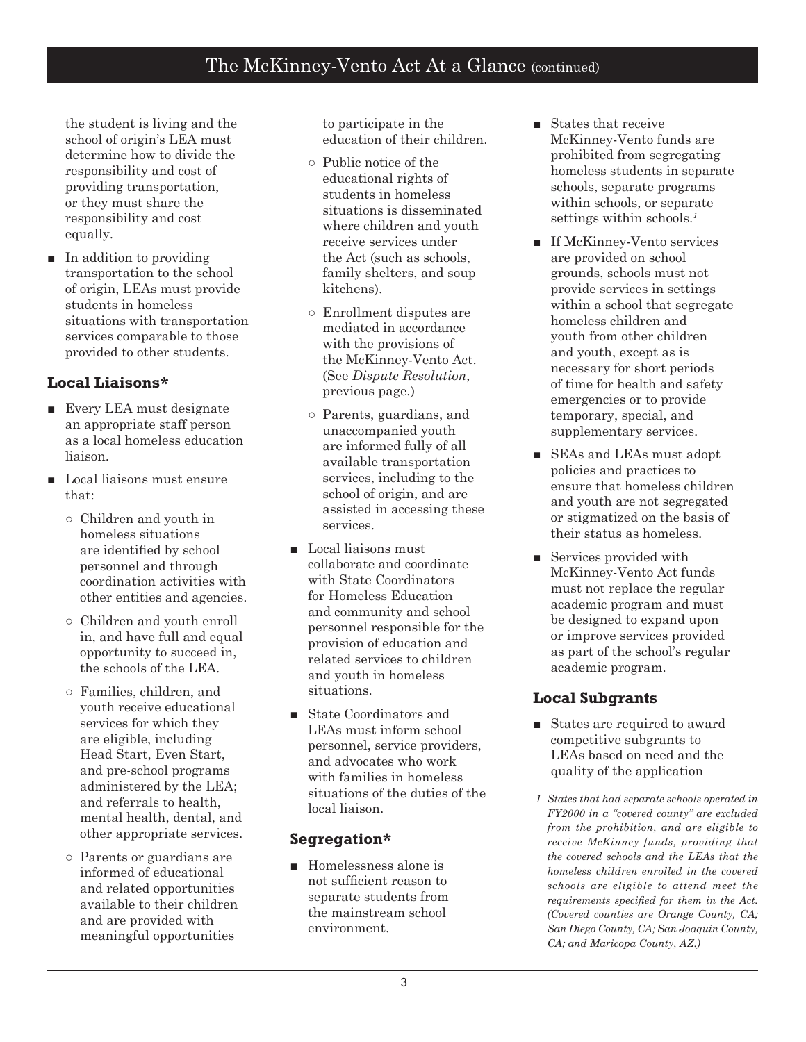the student is living and the school of origin's LEA must determine how to divide the responsibility and cost of providing transportation, or they must share the responsibility and cost equally.

- In addition to providing transportation to the school of origin, LEAs must provide students in homeless situations with transportation services comparable to those provided to other students.

### Local Liaisons*

- Every LEA must designate an appropriate staff person as a local homeless education liaison.
- Local liaisons must ensure that:
  - Children and youth in homeless situations are identified by school personnel and through coordination activities with other entities and agencies.
  - Children and youth enroll in, and have full and equal opportunity to succeed in, the schools of the LEA.
  - Families, children, and youth receive educational services for which they are eligible, including Head Start, Even Start, and pre-school programs administered by the LEA; and referrals to health, mental health, dental, and other appropriate services.
  - Parents or guardians are informed of educational and related opportunities available to their children and are provided with meaningful opportunities to participate in the education of their children.
  - Public notice of the educational rights of students in homeless situations is disseminated where children and youth receive services under the Act (such as schools, family shelters, and soup kitchens).
  - Enrollment disputes are mediated in accordance with the provisions of the McKinney-Vento Act. (See *Dispute Resolution*, previous page.)
  - Parents, guardians, and unaccompanied youth are informed fully of all available transportation services, including to the school of origin, and are assisted in accessing these services.
- Local liaisons must collaborate and coordinate with State Coordinators for Homeless Education and community and school personnel responsible for the provision of education and related services to children and youth in homeless situations.
- State Coordinators and LEAs must inform school personnel, service providers, and advocates who work with families in homeless situations of the duties of the local liaison.

### Segregation*

- Homelessness alone is not sufficient reason to separate students from the mainstream school environment.
- States that receive McKinney-Vento funds are prohibited from segregating homeless students in separate schools, separate programs within schools, or separate settings within schools.[1]
- If McKinney-Vento services are provided on school grounds, schools must not provide services in settings within a school that segregate homeless children and youth from other children and youth, except as is necessary for short periods of time for health and safety emergencies or to provide temporary, special, and supplementary services.
- SEAs and LEAs must adopt policies and practices to ensure that homeless children and youth are not segregated or stigmatized on the basis of their status as homeless.
- Services provided with McKinney-Vento Act funds must not replace the regular academic program and must be designed to expand upon or improve services provided as part of the school's regular academic program.

### Local Subgrants

- States are required to award competitive subgrants to LEAs based on need and the quality of the application

*1 States that had separate schools operated in FY2000 in a "covered county" are excluded from the prohibition, and are eligible to receive McKinney funds, providing that the covered schools and the LEAs that the homeless children enrolled in the covered schools are eligible to attend meet the requirements specified for them in the Act. (Covered counties are Orange County, CA; San Diego County, CA; San Joaquin County, CA; and Maricopa County, AZ.)*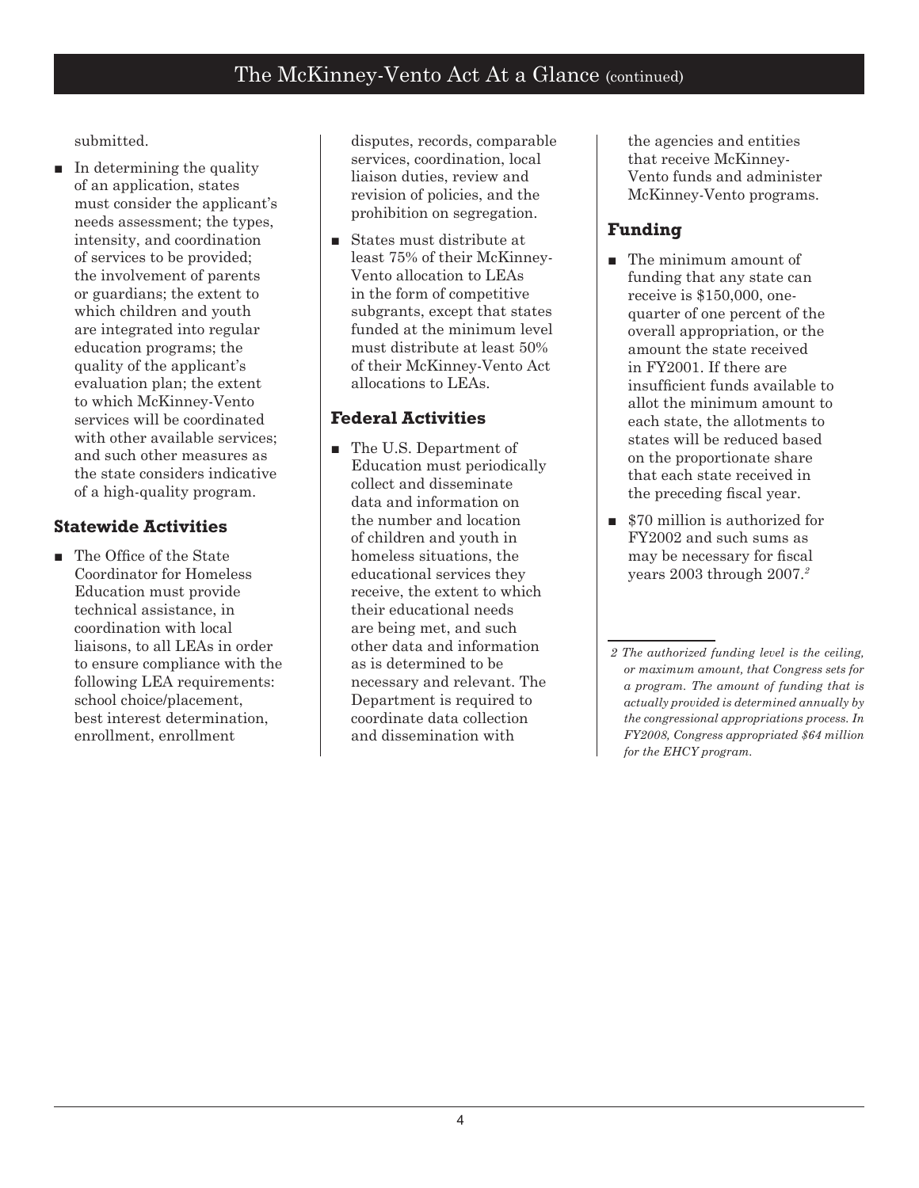submitted.

- In determining the quality of an application, states must consider the applicant's needs assessment; the types, intensity, and coordination of services to be provided; the involvement of parents or guardians; the extent to which children and youth are integrated into regular education programs; the quality of the applicant's evaluation plan; the extent to which McKinney-Vento services will be coordinated with other available services; and such other measures as the state considers indicative of a high-quality program.

### Statewide Activities

- The Office of the State Coordinator for Homeless Education must provide technical assistance, in coordination with local liaisons, to all LEAs in order to ensure compliance with the following LEA requirements: school choice/placement, best interest determination, enrollment, enrollment disputes, records, comparable services, coordination, local liaison duties, review and revision of policies, and the prohibition on segregation.
- States must distribute at least 75% of their McKinney-Vento allocation to LEAs in the form of competitive subgrants, except that states funded at the minimum level must distribute at least 50% of their McKinney-Vento Act allocations to LEAs.

### Federal Activities

- The U.S. Department of Education must periodically collect and disseminate data and information on the number and location of children and youth in homeless situations, the educational services they receive, the extent to which their educational needs are being met, and such other data and information as is determined to be necessary and relevant. The Department is required to coordinate data collection and dissemination with the agencies and entities that receive McKinney-Vento funds and administer McKinney-Vento programs.

### Funding

- The minimum amount of funding that any state can receive is $150,000, one-quarter of one percent of the overall appropriation, or the amount the state received in FY2001. If there are insufficient funds available to allot the minimum amount to each state, the allotments to states will be reduced based on the proportionate share that each state received in the preceding fiscal year.
- $70 million is authorized for FY2002 and such sums as may be necessary for fiscal years 2003 through 2007.[2]

*2 The authorized funding level is the ceiling, or maximum amount, that Congress sets for a program. The amount of funding that is actually provided is determined annually by the congressional appropriations process. In FY2008, Congress appropriated $64 million for the EHCY program.*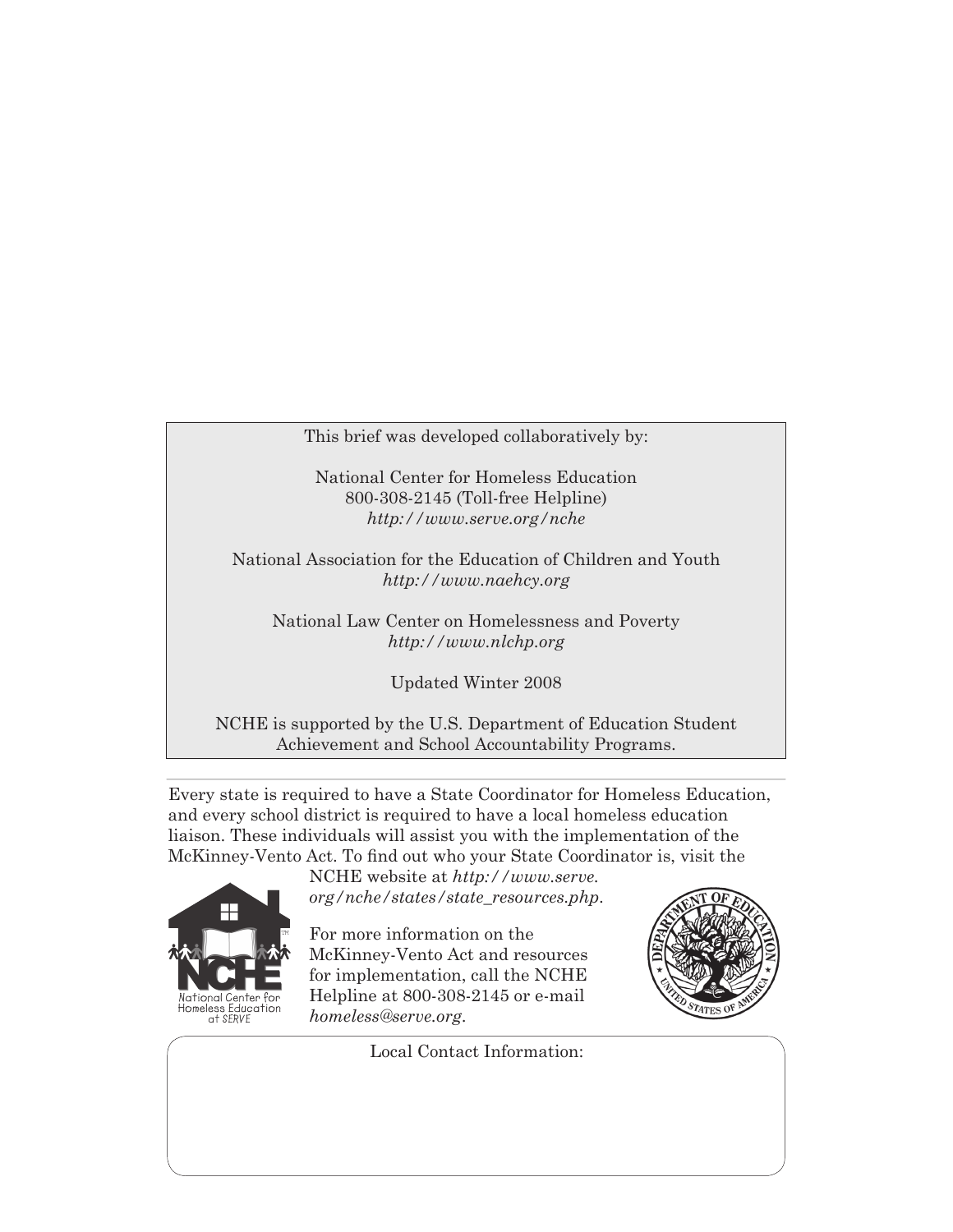This brief was developed collaboratively by:

National Center for Homeless Education
800-308-2145 (Toll-free Helpline)
*http://www.serve.org/nche*

National Association for the Education of Children and Youth
*http://www.naehcy.org*

National Law Center on Homelessness and Poverty
*http://www.nlchp.org*

Updated Winter 2008

NCHE is supported by the U.S. Department of Education Student Achievement and School Accountability Programs.

---

Every state is required to have a State Coordinator for Homeless Education, and every school district is required to have a local homeless education liaison. These individuals will assist you with the implementation of the McKinney-Vento Act. To find out who your State Coordinator is, visit the NCHE website at *http://www.serve.org/nche/states/state_resources.php*.

For more information on the McKinney-Vento Act and resources for implementation, call the NCHE Helpline at 800-308-2145 or e-mail *homeless@serve.org*.

Local Contact Information: